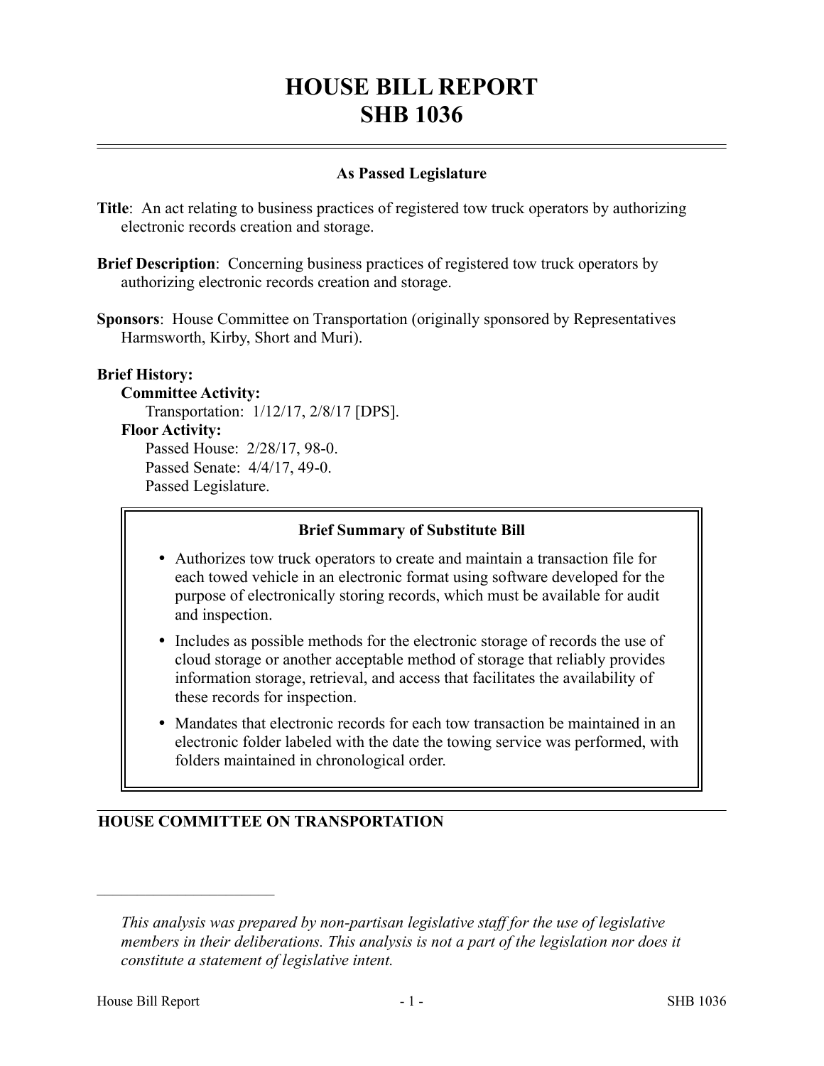# HOUSE BILL REPORT
# SHB 1036

**As Passed Legislature**

**Title**: An act relating to business practices of registered tow truck operators by authorizing electronic records creation and storage.

**Brief Description**: Concerning business practices of registered tow truck operators by authorizing electronic records creation and storage.

**Sponsors**: House Committee on Transportation (originally sponsored by Representatives Harmsworth, Kirby, Short and Muri).

**Brief History:**

**Committee Activity:**

Transportation: 1/12/17, 2/8/17 [DPS].

**Floor Activity:**

Passed House: 2/28/17, 98-0.

Passed Senate: 4/4/17, 49-0.

Passed Legislature.

**Brief Summary of Substitute Bill**

- Authorizes tow truck operators to create and maintain a transaction file for each towed vehicle in an electronic format using software developed for the purpose of electronically storing records, which must be available for audit and inspection.
- Includes as possible methods for the electronic storage of records the use of cloud storage or another acceptable method of storage that reliably provides information storage, retrieval, and access that facilitates the availability of these records for inspection.
- Mandates that electronic records for each tow transaction be maintained in an electronic folder labeled with the date the towing service was performed, with folders maintained in chronological order.

## HOUSE COMMITTEE ON TRANSPORTATION

*This analysis was prepared by non-partisan legislative staff for the use of legislative members in their deliberations. This analysis is not a part of the legislation nor does it constitute a statement of legislative intent.*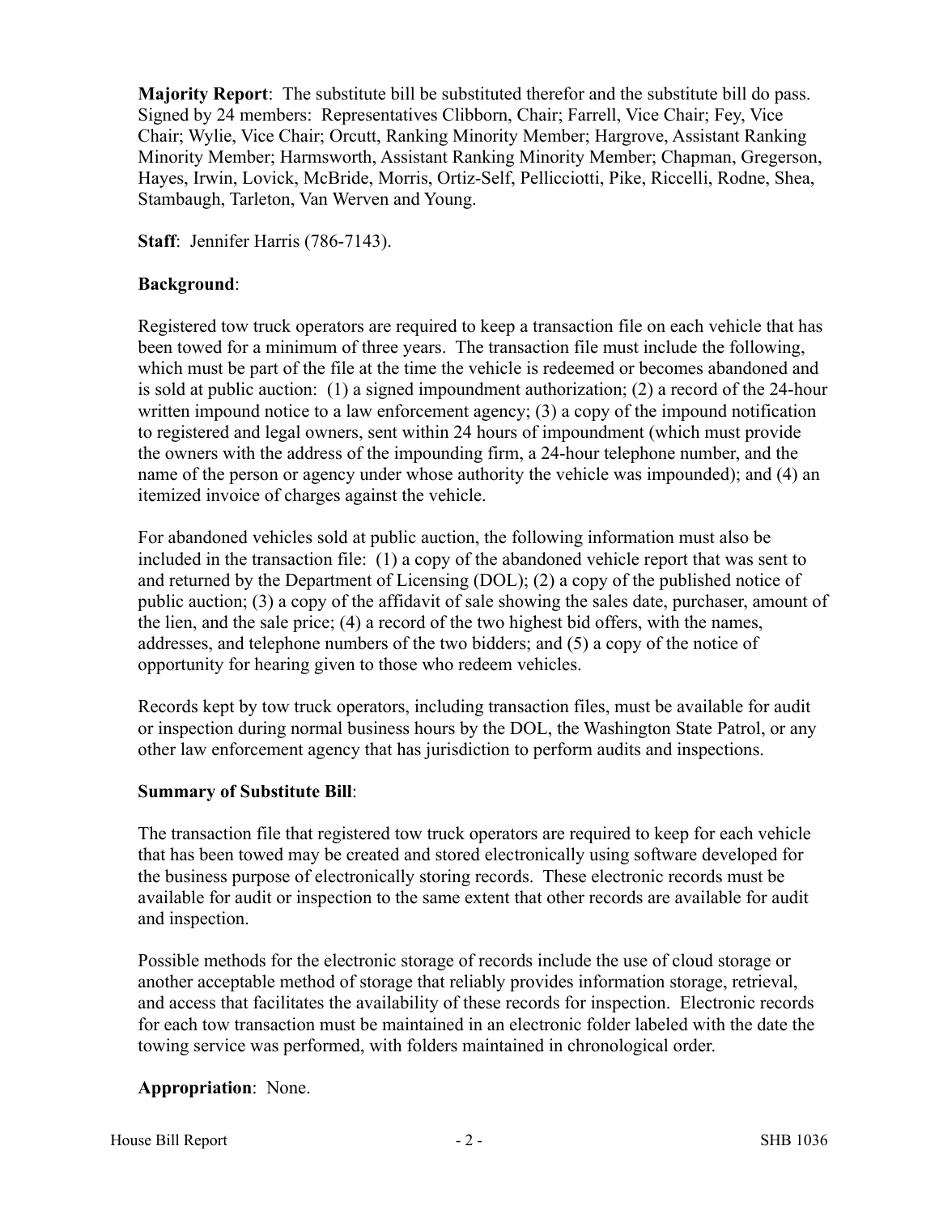**Majority Report**: The substitute bill be substituted therefor and the substitute bill do pass. Signed by 24 members: Representatives Clibborn, Chair; Farrell, Vice Chair; Fey, Vice Chair; Wylie, Vice Chair; Orcutt, Ranking Minority Member; Hargrove, Assistant Ranking Minority Member; Harmsworth, Assistant Ranking Minority Member; Chapman, Gregerson, Hayes, Irwin, Lovick, McBride, Morris, Ortiz-Self, Pellicciotti, Pike, Riccelli, Rodne, Shea, Stambaugh, Tarleton, Van Werven and Young.

**Staff**: Jennifer Harris (786-7143).

**Background**:

Registered tow truck operators are required to keep a transaction file on each vehicle that has been towed for a minimum of three years. The transaction file must include the following, which must be part of the file at the time the vehicle is redeemed or becomes abandoned and is sold at public auction: (1) a signed impoundment authorization; (2) a record of the 24-hour written impound notice to a law enforcement agency; (3) a copy of the impound notification to registered and legal owners, sent within 24 hours of impoundment (which must provide the owners with the address of the impounding firm, a 24-hour telephone number, and the name of the person or agency under whose authority the vehicle was impounded); and (4) an itemized invoice of charges against the vehicle.

For abandoned vehicles sold at public auction, the following information must also be included in the transaction file: (1) a copy of the abandoned vehicle report that was sent to and returned by the Department of Licensing (DOL); (2) a copy of the published notice of public auction; (3) a copy of the affidavit of sale showing the sales date, purchaser, amount of the lien, and the sale price; (4) a record of the two highest bid offers, with the names, addresses, and telephone numbers of the two bidders; and (5) a copy of the notice of opportunity for hearing given to those who redeem vehicles.

Records kept by tow truck operators, including transaction files, must be available for audit or inspection during normal business hours by the DOL, the Washington State Patrol, or any other law enforcement agency that has jurisdiction to perform audits and inspections.

**Summary of Substitute Bill**:

The transaction file that registered tow truck operators are required to keep for each vehicle that has been towed may be created and stored electronically using software developed for the business purpose of electronically storing records. These electronic records must be available for audit or inspection to the same extent that other records are available for audit and inspection.

Possible methods for the electronic storage of records include the use of cloud storage or another acceptable method of storage that reliably provides information storage, retrieval, and access that facilitates the availability of these records for inspection. Electronic records for each tow transaction must be maintained in an electronic folder labeled with the date the towing service was performed, with folders maintained in chronological order.

**Appropriation**: None.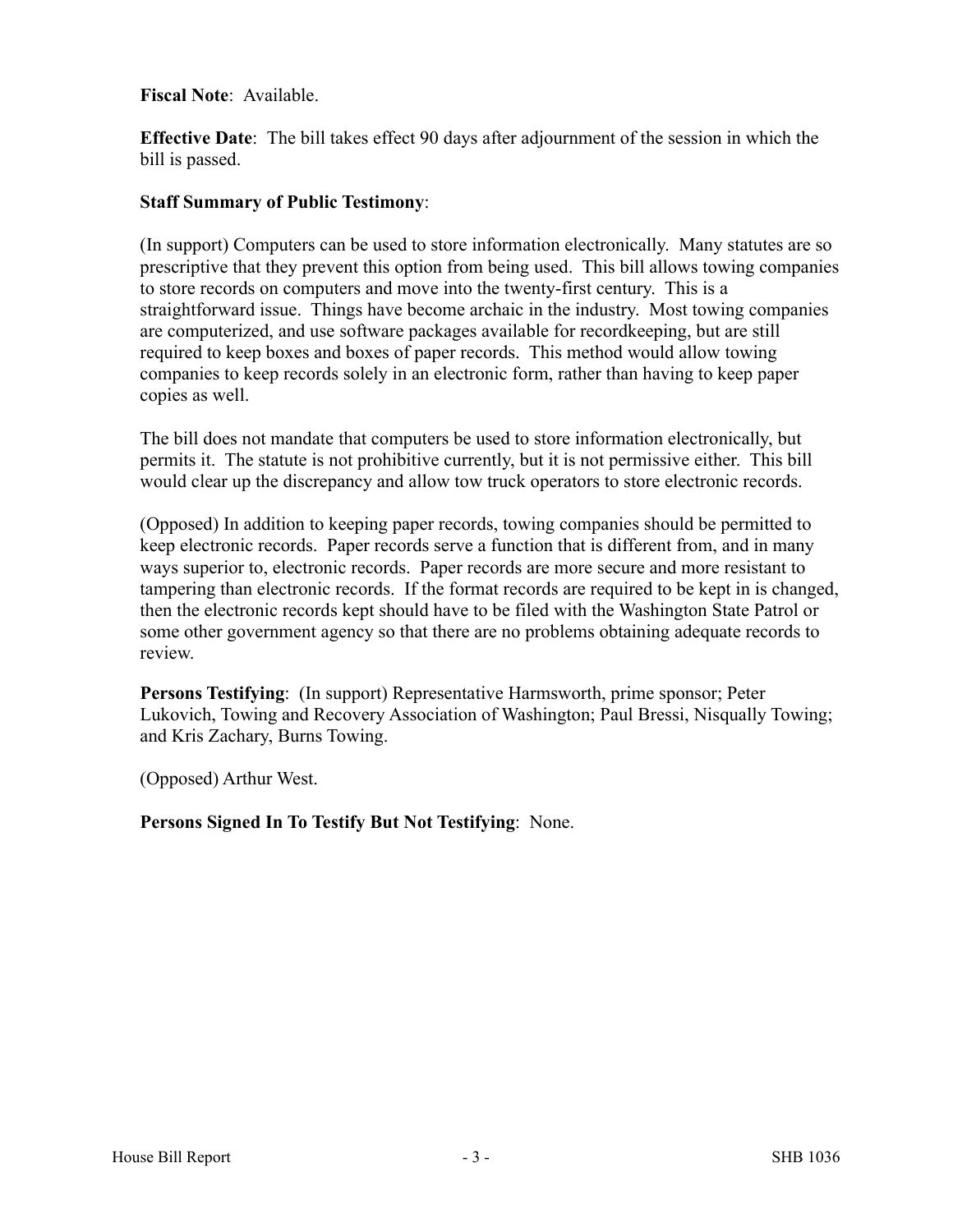**Fiscal Note**: Available.

**Effective Date**: The bill takes effect 90 days after adjournment of the session in which the bill is passed.

**Staff Summary of Public Testimony**:

(In support) Computers can be used to store information electronically. Many statutes are so prescriptive that they prevent this option from being used. This bill allows towing companies to store records on computers and move into the twenty-first century. This is a straightforward issue. Things have become archaic in the industry. Most towing companies are computerized, and use software packages available for recordkeeping, but are still required to keep boxes and boxes of paper records. This method would allow towing companies to keep records solely in an electronic form, rather than having to keep paper copies as well.

The bill does not mandate that computers be used to store information electronically, but permits it. The statute is not prohibitive currently, but it is not permissive either. This bill would clear up the discrepancy and allow tow truck operators to store electronic records.

(Opposed) In addition to keeping paper records, towing companies should be permitted to keep electronic records. Paper records serve a function that is different from, and in many ways superior to, electronic records. Paper records are more secure and more resistant to tampering than electronic records. If the format records are required to be kept in is changed, then the electronic records kept should have to be filed with the Washington State Patrol or some other government agency so that there are no problems obtaining adequate records to review.

**Persons Testifying**: (In support) Representative Harmsworth, prime sponsor; Peter Lukovich, Towing and Recovery Association of Washington; Paul Bressi, Nisqually Towing; and Kris Zachary, Burns Towing.

(Opposed) Arthur West.

**Persons Signed In To Testify But Not Testifying**: None.